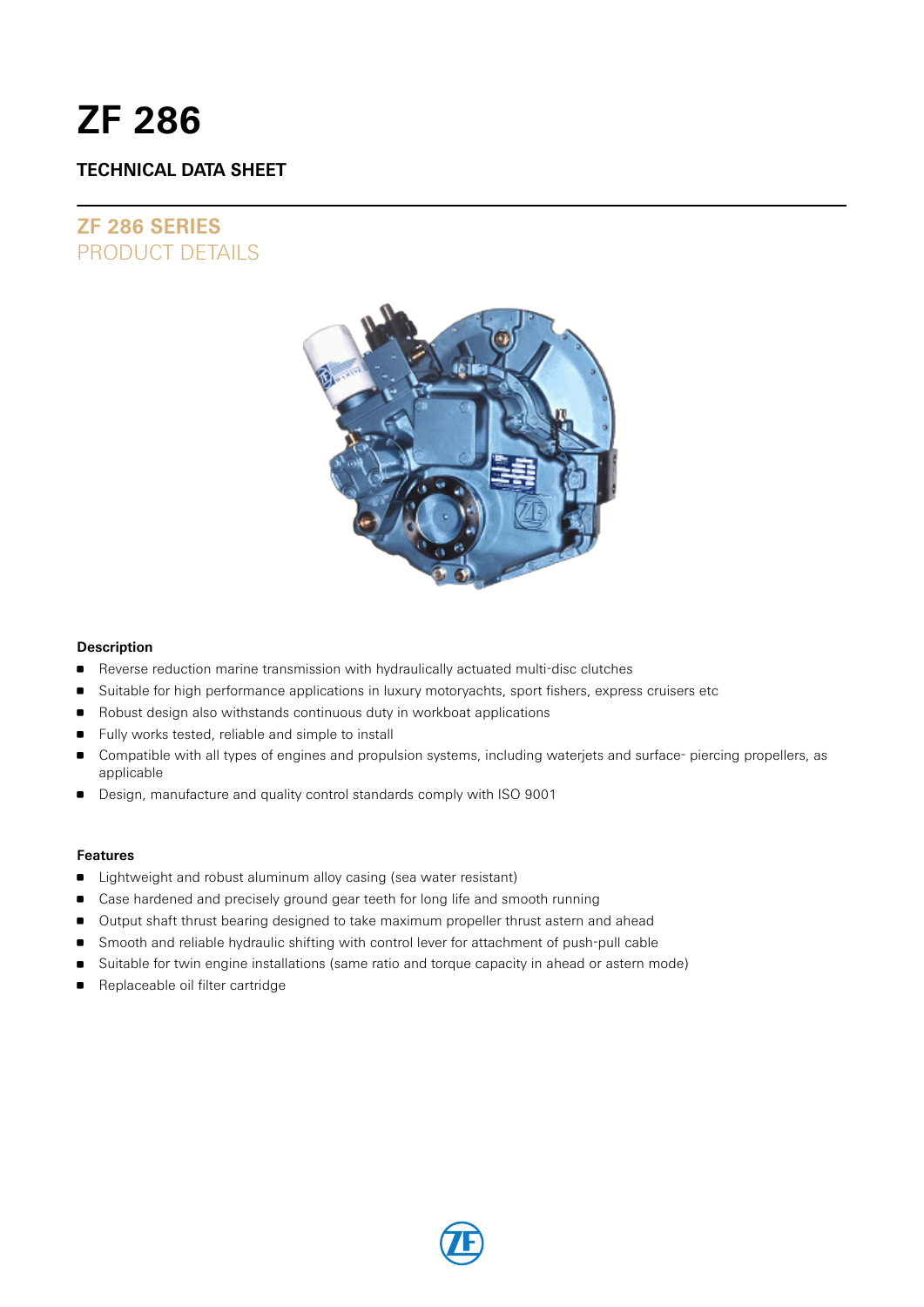# ZF 286

## TECHNICAL DATA SHEET

## ZF 286 SERIES
PRODUCT DETAILS

### Description

- Reverse reduction marine transmission with hydraulically actuated multi-disc clutches
- Suitable for high performance applications in luxury motoryachts, sport fishers, express cruisers etc
- Robust design also withstands continuous duty in workboat applications
- Fully works tested, reliable and simple to install
- Compatible with all types of engines and propulsion systems, including waterjets and surface- piercing propellers, as applicable
- Design, manufacture and quality control standards comply with ISO 9001

### Features

- Lightweight and robust aluminum alloy casing (sea water resistant)
- Case hardened and precisely ground gear teeth for long life and smooth running
- Output shaft thrust bearing designed to take maximum propeller thrust astern and ahead
- Smooth and reliable hydraulic shifting with control lever for attachment of push-pull cable
- Suitable for twin engine installations (same ratio and torque capacity in ahead or astern mode)
- Replaceable oil filter cartridge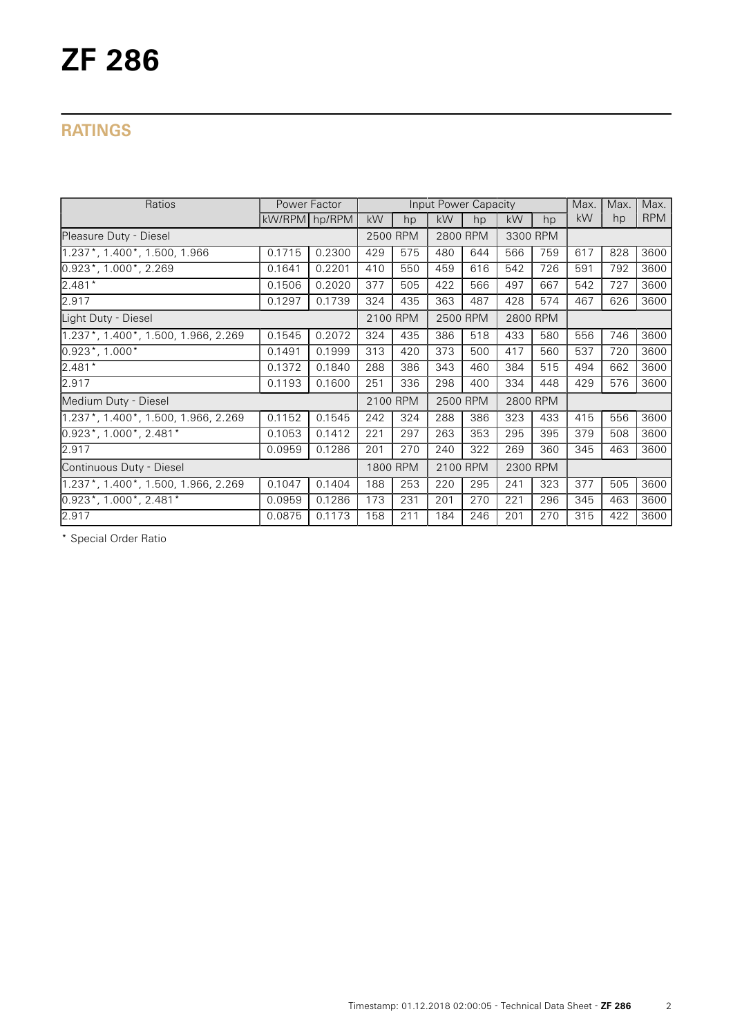# ZF 286

## RATINGS

| Ratios | Power Factor | | Input Power Capacity | | | | | | Max. | Max. | Max. |
|---|---|---|---|---|---|---|---|---|---|---|---|
| | kW/RPM | hp/RPM | kW | hp | kW | hp | kW | hp | kW | hp | RPM |
| Pleasure Duty - Diesel | | | 2500 RPM | | 2800 RPM | | 3300 RPM | | | | |
| 1.237*, 1.400*, 1.500, 1.966 | 0.1715 | 0.2300 | 429 | 575 | 480 | 644 | 566 | 759 | 617 | 828 | 3600 |
| 0.923*, 1.000*, 2.269 | 0.1641 | 0.2201 | 410 | 550 | 459 | 616 | 542 | 726 | 591 | 792 | 3600 |
| 2.481* | 0.1506 | 0.2020 | 377 | 505 | 422 | 566 | 497 | 667 | 542 | 727 | 3600 |
| 2.917 | 0.1297 | 0.1739 | 324 | 435 | 363 | 487 | 428 | 574 | 467 | 626 | 3600 |
| Light Duty - Diesel | | | 2100 RPM | | 2500 RPM | | 2800 RPM | | | | |
| 1.237*, 1.400*, 1.500, 1.966, 2.269 | 0.1545 | 0.2072 | 324 | 435 | 386 | 518 | 433 | 580 | 556 | 746 | 3600 |
| 0.923*, 1.000* | 0.1491 | 0.1999 | 313 | 420 | 373 | 500 | 417 | 560 | 537 | 720 | 3600 |
| 2.481* | 0.1372 | 0.1840 | 288 | 386 | 343 | 460 | 384 | 515 | 494 | 662 | 3600 |
| 2.917 | 0.1193 | 0.1600 | 251 | 336 | 298 | 400 | 334 | 448 | 429 | 576 | 3600 |
| Medium Duty - Diesel | | | 2100 RPM | | 2500 RPM | | 2800 RPM | | | | |
| 1.237*, 1.400*, 1.500, 1.966, 2.269 | 0.1152 | 0.1545 | 242 | 324 | 288 | 386 | 323 | 433 | 415 | 556 | 3600 |
| 0.923*, 1.000*, 2.481* | 0.1053 | 0.1412 | 221 | 297 | 263 | 353 | 295 | 395 | 379 | 508 | 3600 |
| 2.917 | 0.0959 | 0.1286 | 201 | 270 | 240 | 322 | 269 | 360 | 345 | 463 | 3600 |
| Continuous Duty - Diesel | | | 1800 RPM | | 2100 RPM | | 2300 RPM | | | | |
| 1.237*, 1.400*, 1.500, 1.966, 2.269 | 0.1047 | 0.1404 | 188 | 253 | 220 | 295 | 241 | 323 | 377 | 505 | 3600 |
| 0.923*, 1.000*, 2.481* | 0.0959 | 0.1286 | 173 | 231 | 201 | 270 | 221 | 296 | 345 | 463 | 3600 |
| 2.917 | 0.0875 | 0.1173 | 158 | 211 | 184 | 246 | 201 | 270 | 315 | 422 | 3600 |

* Special Order Ratio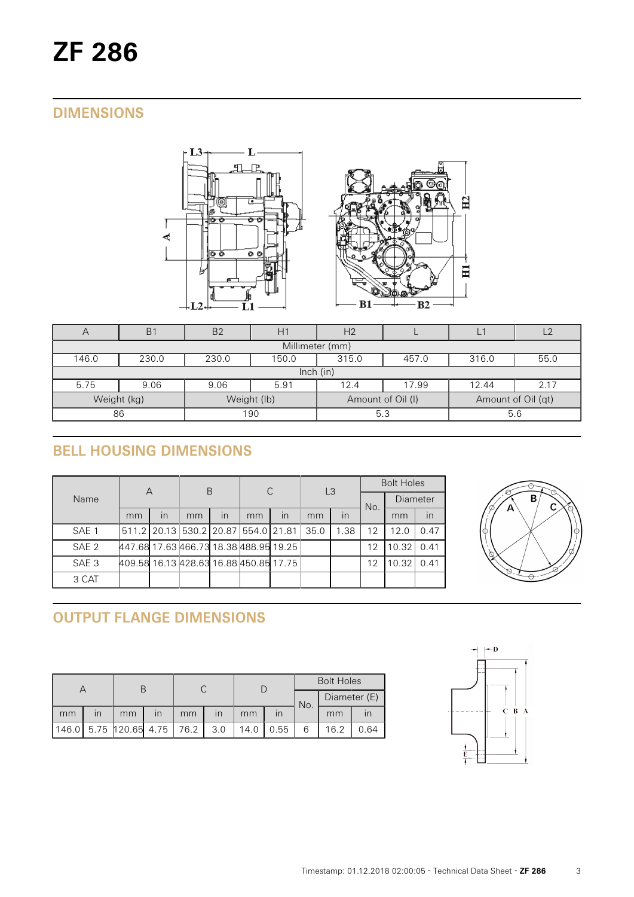# ZF 286

## DIMENSIONS

| A | B1 | B2 | H1 | H2 | L | L1 | L2 |
|---|---|---|---|---|---|---|---|
| Millimeter (mm) | | | | | | | |
| 146.0 | 230.0 | 230.0 | 150.0 | 315.0 | 457.0 | 316.0 | 55.0 |
| Inch (in) | | | | | | | |
| 5.75 | 9.06 | 9.06 | 5.91 | 12.4 | 17.99 | 12.44 | 2.17 |
| Weight (kg) | | Weight (lb) | | Amount of Oil (l) | | Amount of Oil (qt) | |
| 86 | | 190 | | 5.3 | | 5.6 | |

## BELL HOUSING DIMENSIONS

| Name | A | | B | | C | | L3 | | Bolt Holes | | |
|---|---|---|---|---|---|---|---|---|---|---|---|
| | | | | | | | | | No. | Diameter | |
| | mm | in | mm | in | mm | in | mm | in | | mm | in |
| SAE 1 | 511.2 | 20.13 | 530.2 | 20.87 | 554.0 | 21.81 | 35.0 | 1.38 | 12 | 12.0 | 0.47 |
| SAE 2 | 447.68 | 17.63 | 466.73 | 18.38 | 488.95 | 19.25 | | | 12 | 10.32 | 0.41 |
| SAE 3 | 409.58 | 16.13 | 428.63 | 16.88 | 450.85 | 17.75 | | | 12 | 10.32 | 0.41 |
| 3 CAT | | | | | | | | | | | |

## OUTPUT FLANGE DIMENSIONS

| A | | B | | C | | D | | Bolt Holes | | |
|---|---|---|---|---|---|---|---|---|---|---|
| | | | | | | | | No. | Diameter (E) | |
| mm | in | mm | in | mm | in | mm | in | | mm | in |
| 146.0 | 5.75 | 120.65 | 4.75 | 76.2 | 3.0 | 14.0 | 0.55 | 6 | 16.2 | 0.64 |

Timestamp: 01.12.2018 02:00:05 - Technical Data Sheet - **ZF 286**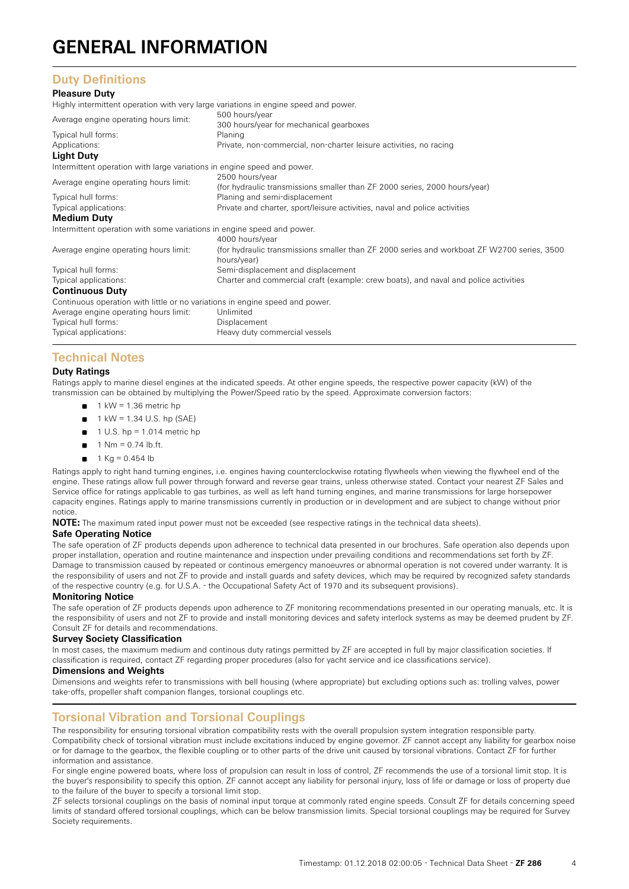# GENERAL INFORMATION

## Duty Definitions

### Pleasure Duty

Highly intermittent operation with very large variations in engine speed and power.

| | |
|---|---|
| Average engine operating hours limit: | 500 hours/year<br>300 hours/year for mechanical gearboxes |
| Typical hull forms: | Planing |
| Applications: | Private, non-commercial, non-charter leisure activities, no racing |

### Light Duty

Intermittent operation with large variations in engine speed and power.

| | |
|---|---|
| Average engine operating hours limit: | 2500 hours/year<br>(for hydraulic transmissions smaller than ZF 2000 series, 2000 hours/year) |
| Typical hull forms: | Planing and semi-displacement |
| Typical applications: | Private and charter, sport/leisure activities, naval and police activities |

### Medium Duty

Intermittent operation with some variations in engine speed and power.

| | |
|---|---|
| Average engine operating hours limit: | 4000 hours/year<br>(for hydraulic transmissions smaller than ZF 2000 series and workboat ZF W2700 series, 3500 hours/year) |
| Typical hull forms: | Semi-displacement and displacement |
| Typical applications: | Charter and commercial craft (example: crew boats), and naval and police activities |

### Continuous Duty

Continuous operation with little or no variations in engine speed and power.

| | |
|---|---|
| Average engine operating hours limit: | Unlimited |
| Typical hull forms: | Displacement |
| Typical applications: | Heavy duty commercial vessels |

## Technical Notes

### Duty Ratings

Ratings apply to marine diesel engines at the indicated speeds. At other engine speeds, the respective power capacity (kW) of the transmission can be obtained by multiplying the Power/Speed ratio by the speed. Approximate conversion factors:

- 1 kW = 1.36 metric hp
- 1 kW = 1.34 U.S. hp (SAE)
- 1 U.S. hp = 1.014 metric hp
- 1 Nm = 0.74 lb.ft.
- 1 Kg = 0.454 lb

Ratings apply to right hand turning engines, i.e. engines having counterclockwise rotating flywheels when viewing the flywheel end of the engine. These ratings allow full power through forward and reverse gear trains, unless otherwise stated. Contact your nearest ZF Sales and Service office for ratings applicable to gas turbines, as well as left hand turning engines, and marine transmissions for large horsepower capacity engines. Ratings apply to marine transmissions currently in production or in development and are subject to change without prior notice.

**NOTE:** The maximum rated input power must not be exceeded (see respective ratings in the technical data sheets).

### Safe Operating Notice

The safe operation of ZF products depends upon adherence to technical data presented in our brochures. Safe operation also depends upon proper installation, operation and routine maintenance and inspection under prevailing conditions and recommendations set forth by ZF. Damage to transmission caused by repeated or continous emergency manoeuvres or abnormal operation is not covered under warranty. It is the responsibility of users and not ZF to provide and install guards and safety devices, which may be required by recognized safety standards of the respective country (e.g. for U.S.A. - the Occupational Safety Act of 1970 and its subsequent provisions).

### Monitoring Notice

The safe operation of ZF products depends upon adherence to ZF monitoring recommendations presented in our operating manuals, etc. It is the responsibility of users and not ZF to provide and install monitoring devices and safety interlock systems as may be deemed prudent by ZF. Consult ZF for details and recommendations.

### Survey Society Classification

In most cases, the maximum medium and continous duty ratings permitted by ZF are accepted in full by major classification societies. If classification is required, contact ZF regarding proper procedures (also for yacht service and ice classifications service).

### Dimensions and Weights

Dimensions and weights refer to transmissions with bell housing (where appropriate) but excluding options such as: trolling valves, power take-offs, propeller shaft companion flanges, torsional couplings etc.

## Torsional Vibration and Torsional Couplings

The responsibility for ensuring torsional vibration compatibility rests with the overall propulsion system integration responsible party. Compatibility check of torsional vibration must include excitations induced by engine governor. ZF cannot accept any liability for gearbox noise or for damage to the gearbox, the flexible coupling or to other parts of the drive unit caused by torsional vibrations. Contact ZF for further information and assistance.

For single engine powered boats, where loss of propulsion can result in loss of control, ZF recommends the use of a torsional limit stop. It is the buyer's responsibility to specify this option. ZF cannot accept any liability for personal injury, loss of life or damage or loss of property due to the failure of the buyer to specify a torsional limit stop.

ZF selects torsional couplings on the basis of nominal input torque at commonly rated engine speeds. Consult ZF for details concerning speed limits of standard offered torsional couplings, which can be below transmission limits. Special torsional couplings may be required for Survey Society requirements.